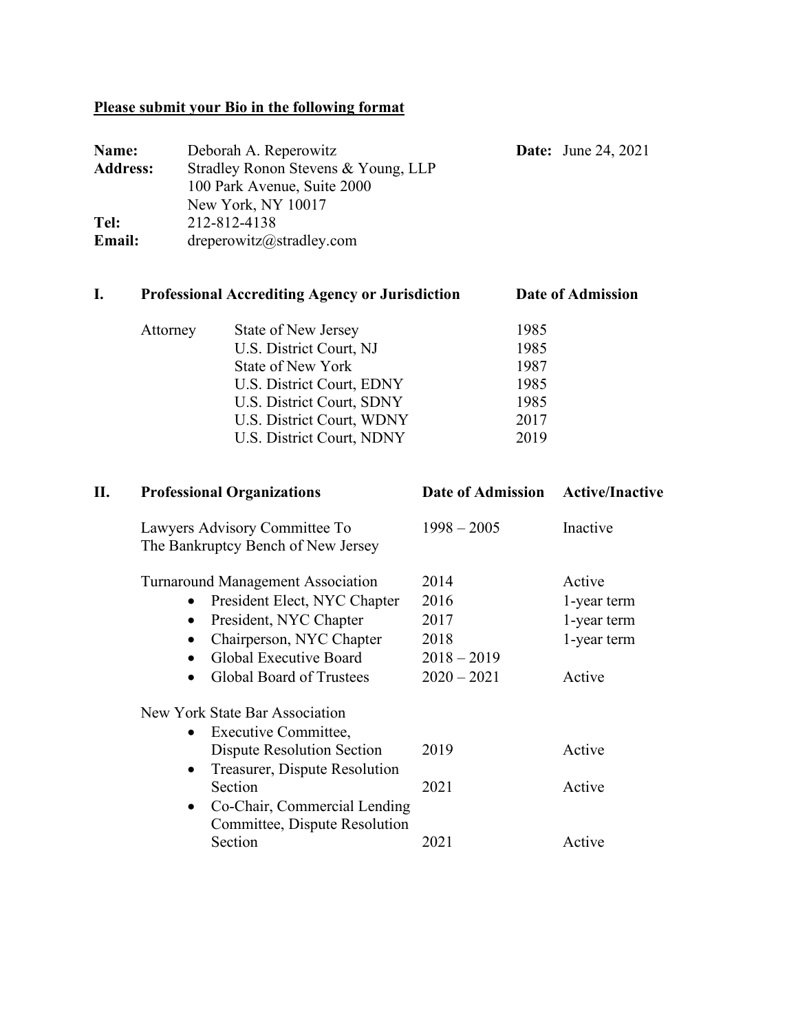**Please submit your Bio in the following format**

| | | | |
|---|---|---|---|
| **Name:** | Deborah A. Reperowitz | **Date:** | June 24, 2021 |
| **Address:** | Stradley Ronon Stevens & Young, LLP<br>100 Park Avenue, Suite 2000<br>New York, NY 10017 | | |
| **Tel:** | 212-812-4138 | | |
| **Email:** | dreperowitz@stradley.com | | |

## I. Professional Accrediting Agency or Jurisdiction

| Professional Accrediting Agency or Jurisdiction | | Date of Admission |
|---|---|---|
| Attorney | State of New Jersey | 1985 |
| | U.S. District Court, NJ | 1985 |
| | State of New York | 1987 |
| | U.S. District Court, EDNY | 1985 |
| | U.S. District Court, SDNY | 1985 |
| | U.S. District Court, WDNY | 2017 |
| | U.S. District Court, NDNY | 2019 |

## II. Professional Organizations

| Professional Organizations | Date of Admission | Active/Inactive |
|---|---|---|
| Lawyers Advisory Committee To The Bankruptcy Bench of New Jersey | 1998 – 2005 | Inactive |
| Turnaround Management Association | 2014 | Active |
| • President Elect, NYC Chapter | 2016 | 1-year term |
| • President, NYC Chapter | 2017 | 1-year term |
| • Chairperson, NYC Chapter | 2018 | 1-year term |
| • Global Executive Board | 2018 – 2019 | |
| • Global Board of Trustees | 2020 – 2021 | Active |
| New York State Bar Association | | |
| • Executive Committee, Dispute Resolution Section | 2019 | Active |
| • Treasurer, Dispute Resolution Section | 2021 | Active |
| • Co-Chair, Commercial Lending Committee, Dispute Resolution Section | 2021 | Active |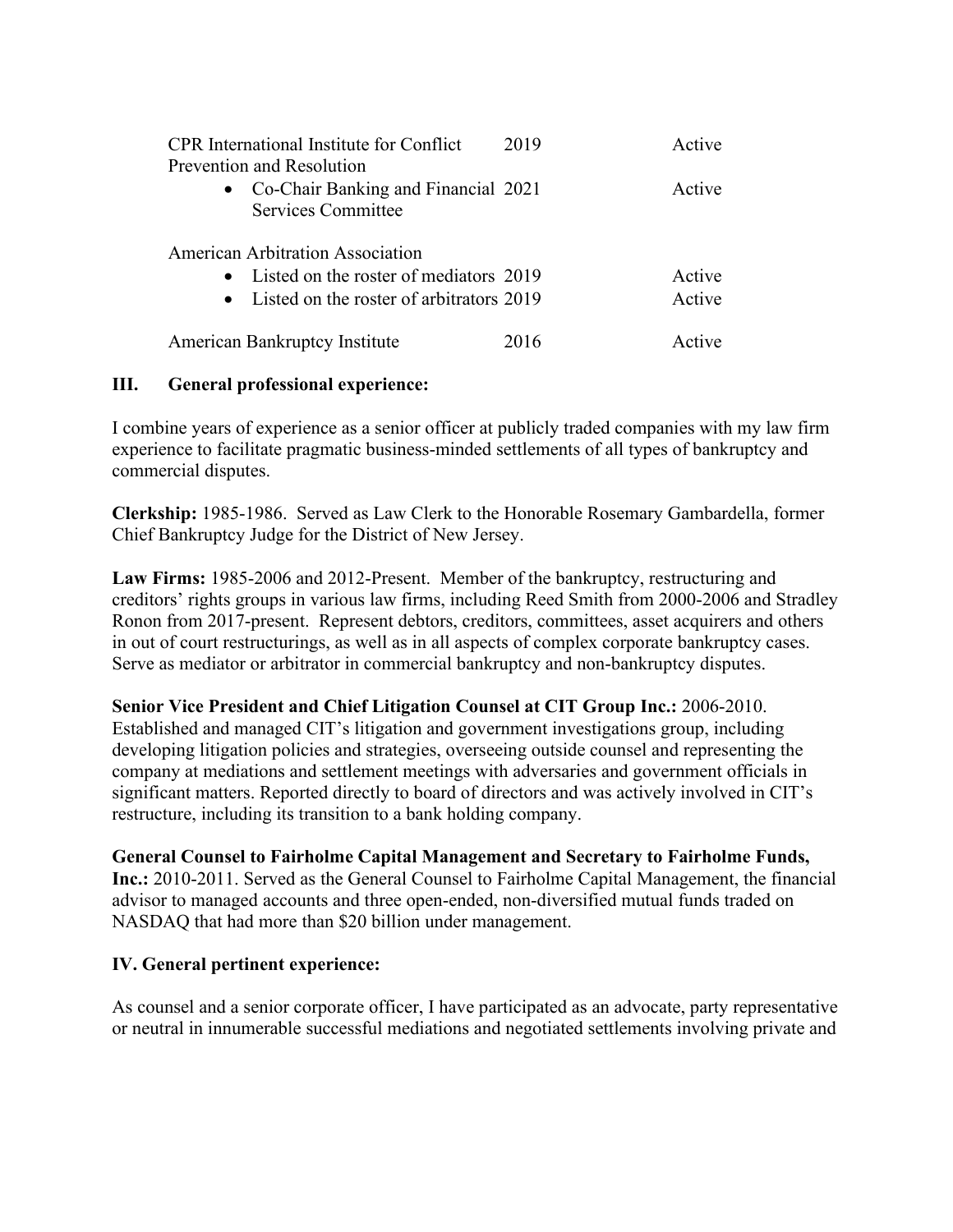| | | |
|---|---|---|
| CPR International Institute for Conflict Prevention and Resolution | 2019 | Active |
| • Co-Chair Banking and Financial Services Committee | 2021 | Active |
| American Arbitration Association | | |
| • Listed on the roster of mediators | 2019 | Active |
| • Listed on the roster of arbitrators | 2019 | Active |
| American Bankruptcy Institute | 2016 | Active |

## III. General professional experience:

I combine years of experience as a senior officer at publicly traded companies with my law firm experience to facilitate pragmatic business-minded settlements of all types of bankruptcy and commercial disputes.

**Clerkship:** 1985-1986. Served as Law Clerk to the Honorable Rosemary Gambardella, former Chief Bankruptcy Judge for the District of New Jersey.

**Law Firms:** 1985-2006 and 2012-Present. Member of the bankruptcy, restructuring and creditors' rights groups in various law firms, including Reed Smith from 2000-2006 and Stradley Ronon from 2017-present. Represent debtors, creditors, committees, asset acquirers and others in out of court restructurings, as well as in all aspects of complex corporate bankruptcy cases. Serve as mediator or arbitrator in commercial bankruptcy and non-bankruptcy disputes.

**Senior Vice President and Chief Litigation Counsel at CIT Group Inc.:** 2006-2010. Established and managed CIT's litigation and government investigations group, including developing litigation policies and strategies, overseeing outside counsel and representing the company at mediations and settlement meetings with adversaries and government officials in significant matters. Reported directly to board of directors and was actively involved in CIT's restructure, including its transition to a bank holding company.

**General Counsel to Fairholme Capital Management and Secretary to Fairholme Funds, Inc.:** 2010-2011. Served as the General Counsel to Fairholme Capital Management, the financial advisor to managed accounts and three open-ended, non-diversified mutual funds traded on NASDAQ that had more than $20 billion under management.

## IV. General pertinent experience:

As counsel and a senior corporate officer, I have participated as an advocate, party representative or neutral in innumerable successful mediations and negotiated settlements involving private and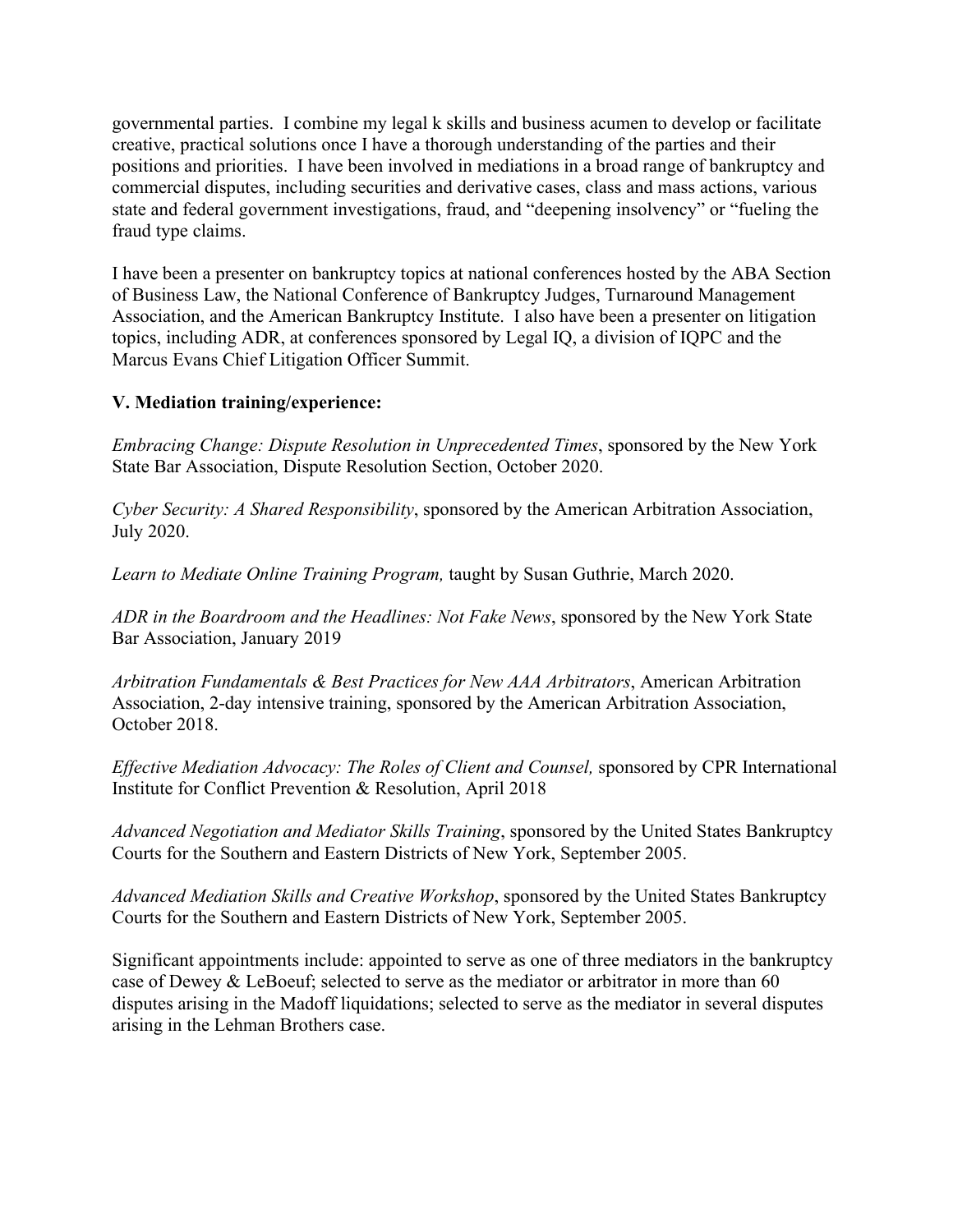governmental parties. I combine my legal k skills and business acumen to develop or facilitate creative, practical solutions once I have a thorough understanding of the parties and their positions and priorities. I have been involved in mediations in a broad range of bankruptcy and commercial disputes, including securities and derivative cases, class and mass actions, various state and federal government investigations, fraud, and "deepening insolvency" or "fueling the fraud type claims.

I have been a presenter on bankruptcy topics at national conferences hosted by the ABA Section of Business Law, the National Conference of Bankruptcy Judges, Turnaround Management Association, and the American Bankruptcy Institute. I also have been a presenter on litigation topics, including ADR, at conferences sponsored by Legal IQ, a division of IQPC and the Marcus Evans Chief Litigation Officer Summit.

**V. Mediation training/experience:**

*Embracing Change: Dispute Resolution in Unprecedented Times*, sponsored by the New York State Bar Association, Dispute Resolution Section, October 2020.

*Cyber Security: A Shared Responsibility*, sponsored by the American Arbitration Association, July 2020.

*Learn to Mediate Online Training Program,* taught by Susan Guthrie, March 2020.

*ADR in the Boardroom and the Headlines: Not Fake News*, sponsored by the New York State Bar Association, January 2019

*Arbitration Fundamentals & Best Practices for New AAA Arbitrators*, American Arbitration Association, 2-day intensive training, sponsored by the American Arbitration Association, October 2018.

*Effective Mediation Advocacy: The Roles of Client and Counsel,* sponsored by CPR International Institute for Conflict Prevention & Resolution, April 2018

*Advanced Negotiation and Mediator Skills Training*, sponsored by the United States Bankruptcy Courts for the Southern and Eastern Districts of New York, September 2005.

*Advanced Mediation Skills and Creative Workshop*, sponsored by the United States Bankruptcy Courts for the Southern and Eastern Districts of New York, September 2005.

Significant appointments include: appointed to serve as one of three mediators in the bankruptcy case of Dewey & LeBoeuf; selected to serve as the mediator or arbitrator in more than 60 disputes arising in the Madoff liquidations; selected to serve as the mediator in several disputes arising in the Lehman Brothers case.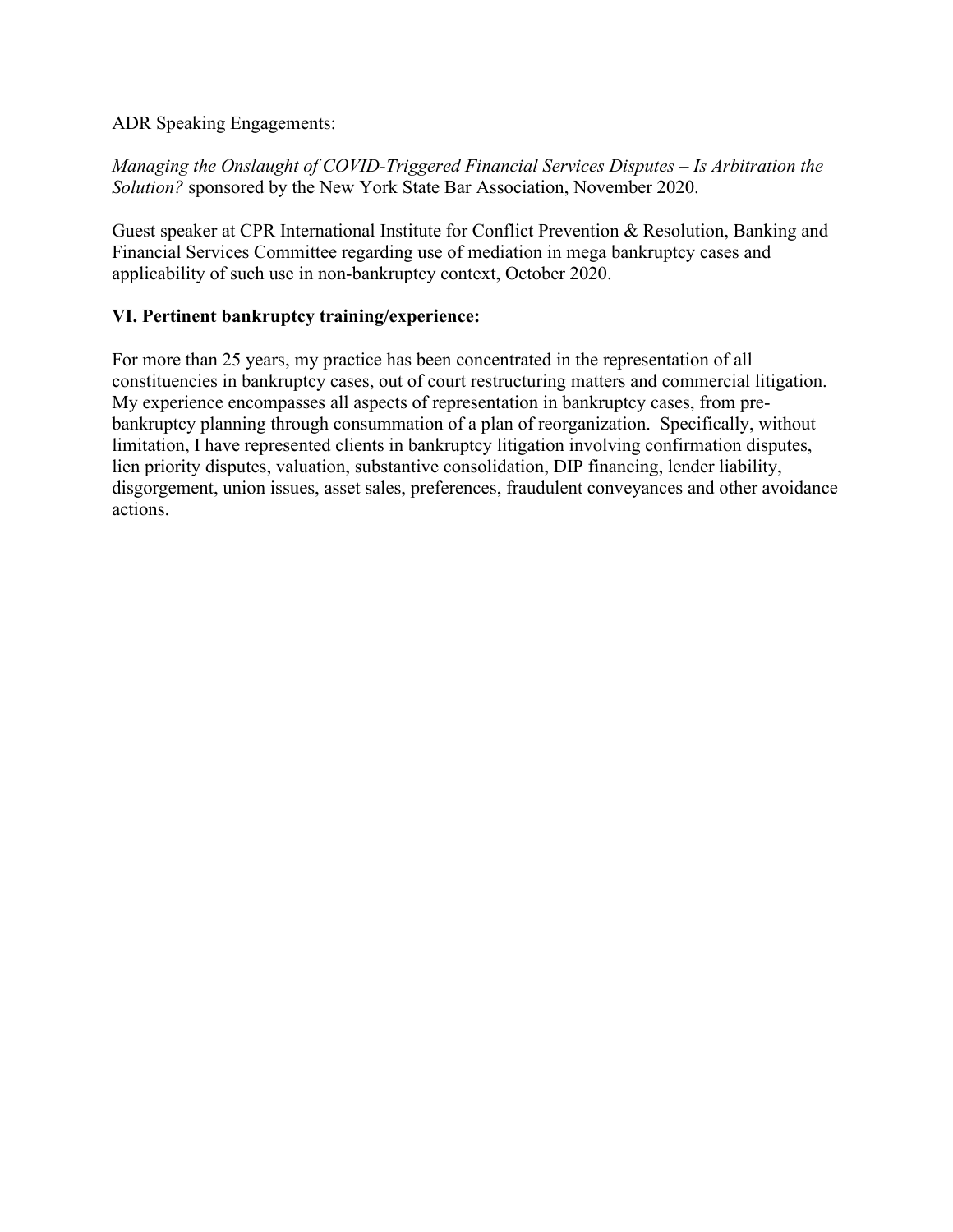ADR Speaking Engagements:

*Managing the Onslaught of COVID-Triggered Financial Services Disputes – Is Arbitration the Solution?* sponsored by the New York State Bar Association, November 2020.

Guest speaker at CPR International Institute for Conflict Prevention & Resolution, Banking and Financial Services Committee regarding use of mediation in mega bankruptcy cases and applicability of such use in non-bankruptcy context, October 2020.

**VI. Pertinent bankruptcy training/experience:**

For more than 25 years, my practice has been concentrated in the representation of all constituencies in bankruptcy cases, out of court restructuring matters and commercial litigation. My experience encompasses all aspects of representation in bankruptcy cases, from pre-bankruptcy planning through consummation of a plan of reorganization. Specifically, without limitation, I have represented clients in bankruptcy litigation involving confirmation disputes, lien priority disputes, valuation, substantive consolidation, DIP financing, lender liability, disgorgement, union issues, asset sales, preferences, fraudulent conveyances and other avoidance actions.